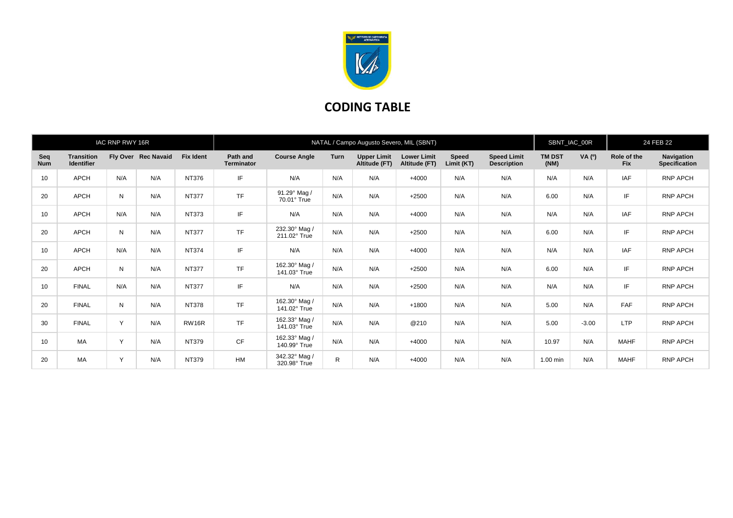# CODING TABLE

| IAC RNP RWY 16R | | | | NATAL / Campo Augusto Severo, MIL (SBNT) | | | | | | | SBNT_IAC_00R | | 24 FEB 22 | |
|---|---|---|---|---|---|---|---|---|---|---|---|---|---|---|
| **Seq Num** | **Transition Identifier** | **Fly Over** | **Rec Navaid** | **Fix Ident** | **Path and Terminator** | **Course Angle** | **Turn** | **Upper Limit Altitude (FT)** | **Lower Limit Altitude (FT)** | **Speed Limit (KT)** | **Speed Limit Description** | **TM DST (NM)** | **VA (º)** | **Role of the Fix** | **Navigation Specification** |
| 10 | APCH | N/A | N/A | NT376 | IF | N/A | N/A | N/A | +4000 | N/A | N/A | N/A | N/A | IAF | RNP APCH |
| 20 | APCH | N | N/A | NT377 | TF | 91.29° Mag / 70.01° True | N/A | N/A | +2500 | N/A | N/A | 6.00 | N/A | IF | RNP APCH |
| 10 | APCH | N/A | N/A | NT373 | IF | N/A | N/A | N/A | +4000 | N/A | N/A | N/A | N/A | IAF | RNP APCH |
| 20 | APCH | N | N/A | NT377 | TF | 232.30° Mag / 211.02° True | N/A | N/A | +2500 | N/A | N/A | 6.00 | N/A | IF | RNP APCH |
| 10 | APCH | N/A | N/A | NT374 | IF | N/A | N/A | N/A | +4000 | N/A | N/A | N/A | N/A | IAF | RNP APCH |
| 20 | APCH | N | N/A | NT377 | TF | 162.30° Mag / 141.03° True | N/A | N/A | +2500 | N/A | N/A | 6.00 | N/A | IF | RNP APCH |
| 10 | FINAL | N/A | N/A | NT377 | IF | N/A | N/A | N/A | +2500 | N/A | N/A | N/A | N/A | IF | RNP APCH |
| 20 | FINAL | N | N/A | NT378 | TF | 162.30° Mag / 141.02° True | N/A | N/A | +1800 | N/A | N/A | 5.00 | N/A | FAF | RNP APCH |
| 30 | FINAL | Y | N/A | RW16R | TF | 162.33° Mag / 141.03° True | N/A | N/A | @210 | N/A | N/A | 5.00 | -3.00 | LTP | RNP APCH |
| 10 | MA | Y | N/A | NT379 | CF | 162.33° Mag / 140.99° True | N/A | N/A | +4000 | N/A | N/A | 10.97 | N/A | MAHF | RNP APCH |
| 20 | MA | Y | N/A | NT379 | HM | 342.32° Mag / 320.98° True | R | N/A | +4000 | N/A | N/A | 1.00 min | N/A | MAHF | RNP APCH |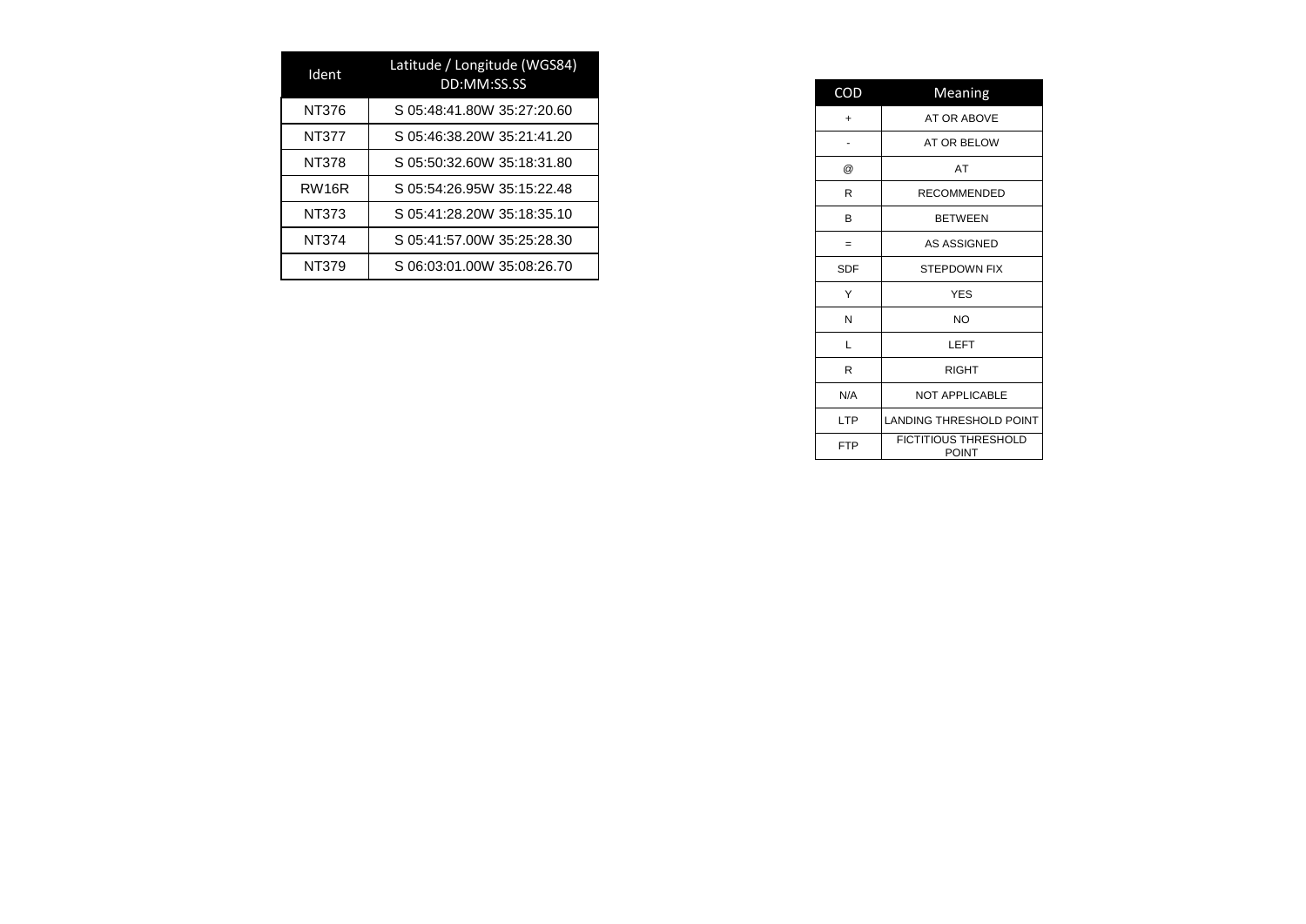| Ident | Latitude / Longitude (WGS84) DD:MM:SS.SS |
|---|---|
| NT376 | S 05:48:41.80W 35:27:20.60 |
| NT377 | S 05:46:38.20W 35:21:41.20 |
| NT378 | S 05:50:32.60W 35:18:31.80 |
| RW16R | S 05:54:26.95W 35:15:22.48 |
| NT373 | S 05:41:28.20W 35:18:35.10 |
| NT374 | S 05:41:57.00W 35:25:28.30 |
| NT379 | S 06:03:01.00W 35:08:26.70 |

| COD | Meaning |
|---|---|
| + | AT OR ABOVE |
| - | AT OR BELOW |
| @ | AT |
| R | RECOMMENDED |
| B | BETWEEN |
| = | AS ASSIGNED |
| SDF | STEPDOWN FIX |
| Y | YES |
| N | NO |
| L | LEFT |
| R | RIGHT |
| N/A | NOT APPLICABLE |
| LTP | LANDING THRESHOLD POINT |
| FTP | FICTITIOUS THRESHOLD POINT |